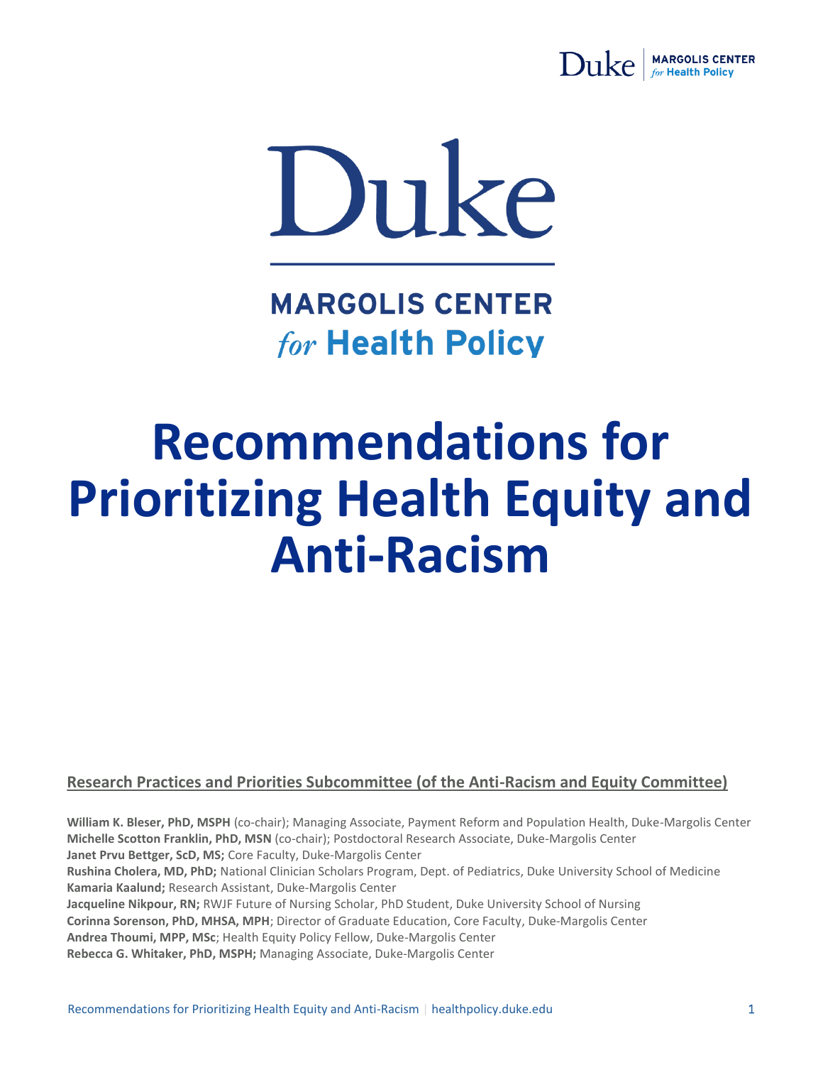Duke

MARGOLIS CENTER
*for* Health Policy

# Recommendations for Prioritizing Health Equity and Anti-Racism

**Research Practices and Priorities Subcommittee (of the Anti-Racism and Equity Committee)**

**William K. Bleser, PhD, MSPH** (co-chair); Managing Associate, Payment Reform and Population Health, Duke-Margolis Center
**Michelle Scotton Franklin, PhD, MSN** (co-chair); Postdoctoral Research Associate, Duke-Margolis Center
**Janet Prvu Bettger, ScD, MS;** Core Faculty, Duke-Margolis Center
**Rushina Cholera, MD, PhD;** National Clinician Scholars Program, Dept. of Pediatrics, Duke University School of Medicine
**Kamaria Kaalund;** Research Assistant, Duke-Margolis Center
**Jacqueline Nikpour, RN;** RWJF Future of Nursing Scholar, PhD Student, Duke University School of Nursing
**Corinna Sorenson, PhD, MHSA, MPH**; Director of Graduate Education, Core Faculty, Duke-Margolis Center
**Andrea Thoumi, MPP, MSc**; Health Equity Policy Fellow, Duke-Margolis Center
**Rebecca G. Whitaker, PhD, MSPH;** Managing Associate, Duke-Margolis Center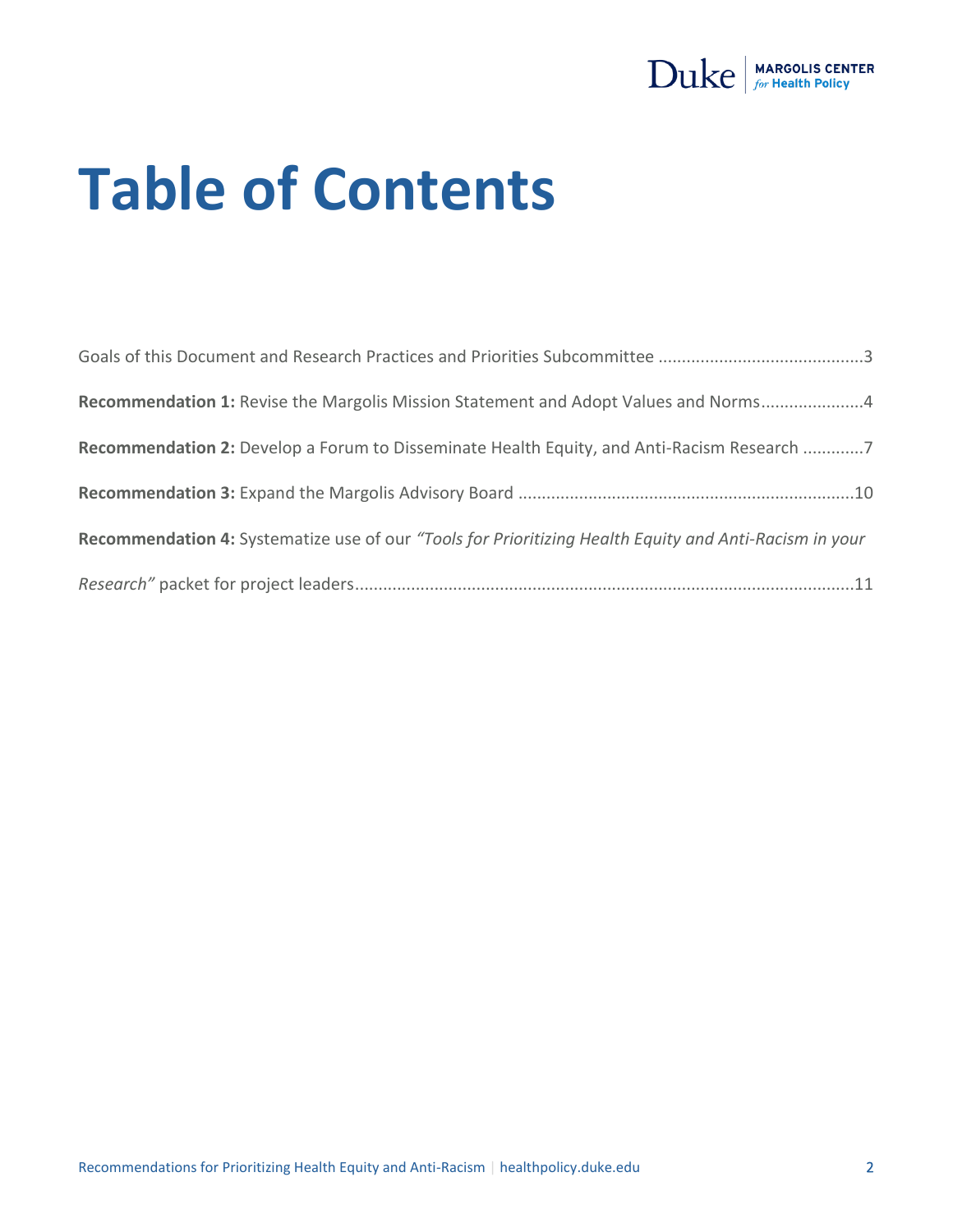# Table of Contents

Goals of this Document and Research Practices and Priorities Subcommittee ............................................3

**Recommendation 1:** Revise the Margolis Mission Statement and Adopt Values and Norms.....................4

**Recommendation 2:** Develop a Forum to Disseminate Health Equity, and Anti-Racism Research .............7

**Recommendation 3:** Expand the Margolis Advisory Board .......................................................................10

**Recommendation 4:** Systematize use of our *"Tools for Prioritizing Health Equity and Anti-Racism in your Research"* packet for project leaders..........................................................................................................11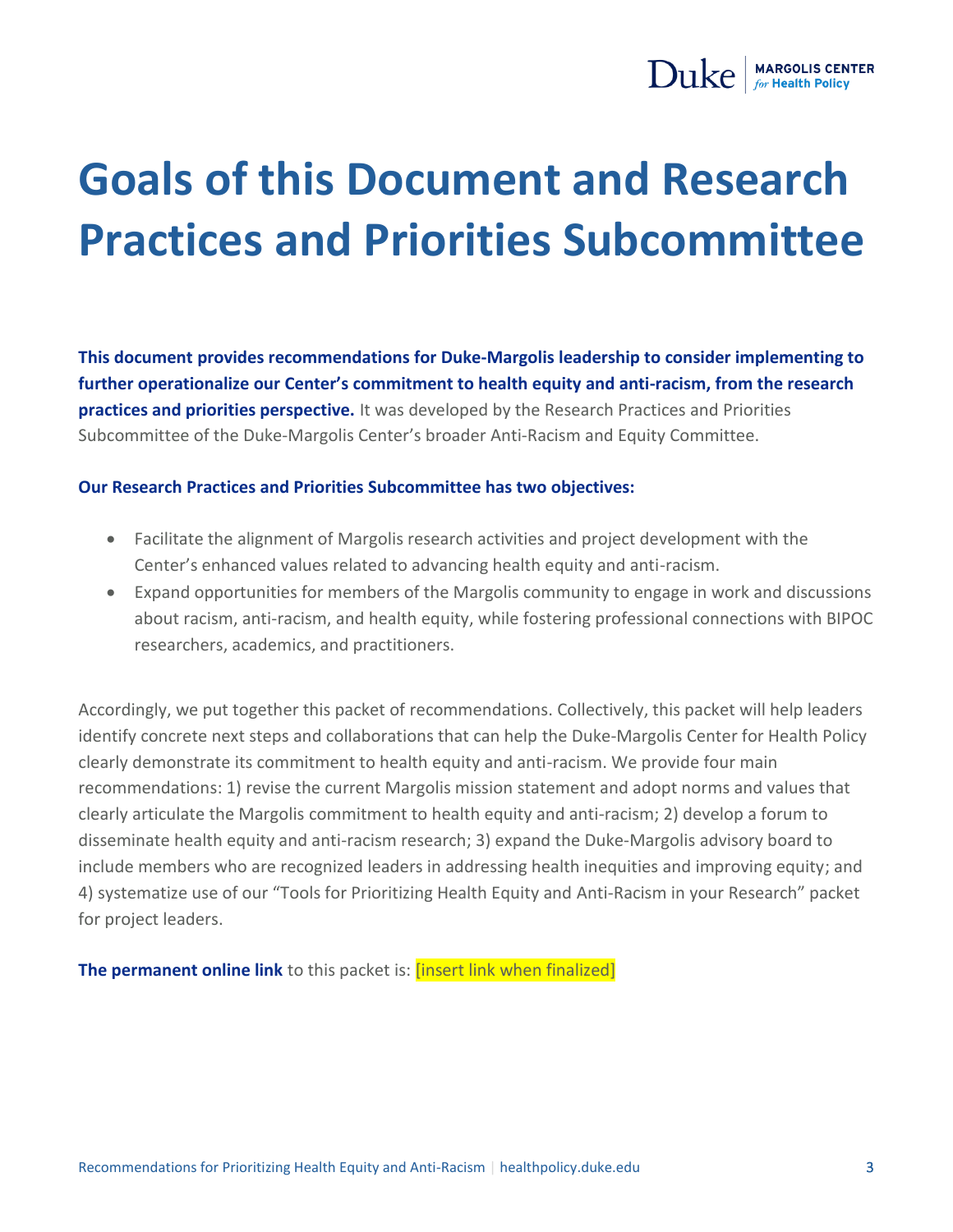# Goals of this Document and Research Practices and Priorities Subcommittee

**This document provides recommendations for Duke-Margolis leadership to consider implementing to further operationalize our Center's commitment to health equity and anti-racism, from the research practices and priorities perspective.** It was developed by the Research Practices and Priorities Subcommittee of the Duke-Margolis Center's broader Anti-Racism and Equity Committee.

**Our Research Practices and Priorities Subcommittee has two objectives:**

- Facilitate the alignment of Margolis research activities and project development with the Center's enhanced values related to advancing health equity and anti-racism.
- Expand opportunities for members of the Margolis community to engage in work and discussions about racism, anti-racism, and health equity, while fostering professional connections with BIPOC researchers, academics, and practitioners.

Accordingly, we put together this packet of recommendations. Collectively, this packet will help leaders identify concrete next steps and collaborations that can help the Duke-Margolis Center for Health Policy clearly demonstrate its commitment to health equity and anti-racism. We provide four main recommendations: 1) revise the current Margolis mission statement and adopt norms and values that clearly articulate the Margolis commitment to health equity and anti-racism; 2) develop a forum to disseminate health equity and anti-racism research; 3) expand the Duke-Margolis advisory board to include members who are recognized leaders in addressing health inequities and improving equity; and 4) systematize use of our "Tools for Prioritizing Health Equity and Anti-Racism in your Research" packet for project leaders.

**The permanent online link** to this packet is: [insert link when finalized]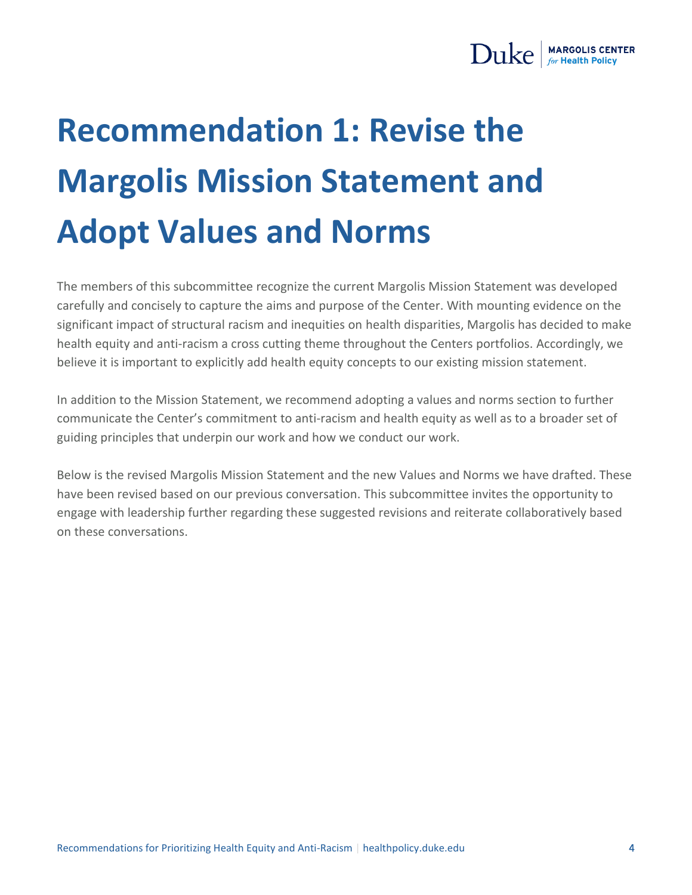# Recommendation 1: Revise the Margolis Mission Statement and Adopt Values and Norms

The members of this subcommittee recognize the current Margolis Mission Statement was developed carefully and concisely to capture the aims and purpose of the Center. With mounting evidence on the significant impact of structural racism and inequities on health disparities, Margolis has decided to make health equity and anti-racism a cross cutting theme throughout the Centers portfolios. Accordingly, we believe it is important to explicitly add health equity concepts to our existing mission statement.

In addition to the Mission Statement, we recommend adopting a values and norms section to further communicate the Center's commitment to anti-racism and health equity as well as to a broader set of guiding principles that underpin our work and how we conduct our work.

Below is the revised Margolis Mission Statement and the new Values and Norms we have drafted. These have been revised based on our previous conversation. This subcommittee invites the opportunity to engage with leadership further regarding these suggested revisions and reiterate collaboratively based on these conversations.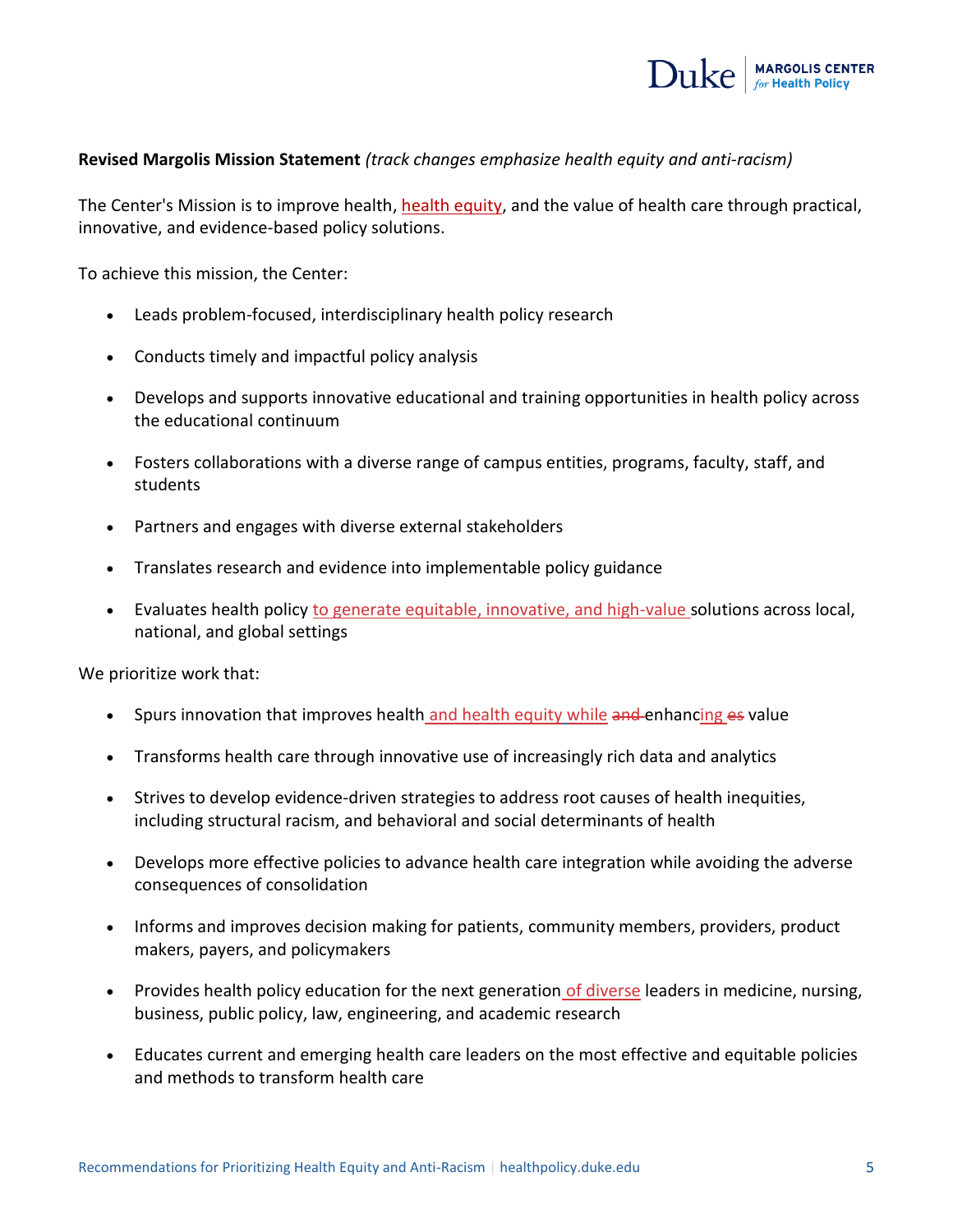**Revised Margolis Mission Statement** *(track changes emphasize health equity and anti-racism)*

The Center's Mission is to improve health, health equity, and the value of health care through practical, innovative, and evidence-based policy solutions.

To achieve this mission, the Center:

- Leads problem-focused, interdisciplinary health policy research
- Conducts timely and impactful policy analysis
- Develops and supports innovative educational and training opportunities in health policy across the educational continuum
- Fosters collaborations with a diverse range of campus entities, programs, faculty, staff, and students
- Partners and engages with diverse external stakeholders
- Translates research and evidence into implementable policy guidance
- Evaluates health policy to generate equitable, innovative, and high-value solutions across local, national, and global settings

We prioritize work that:

- Spurs innovation that improves health and health equity while ~~and~~ enhancing ~~es~~ value
- Transforms health care through innovative use of increasingly rich data and analytics
- Strives to develop evidence-driven strategies to address root causes of health inequities, including structural racism, and behavioral and social determinants of health
- Develops more effective policies to advance health care integration while avoiding the adverse consequences of consolidation
- Informs and improves decision making for patients, community members, providers, product makers, payers, and policymakers
- Provides health policy education for the next generation of diverse leaders in medicine, nursing, business, public policy, law, engineering, and academic research
- Educates current and emerging health care leaders on the most effective and equitable policies and methods to transform health care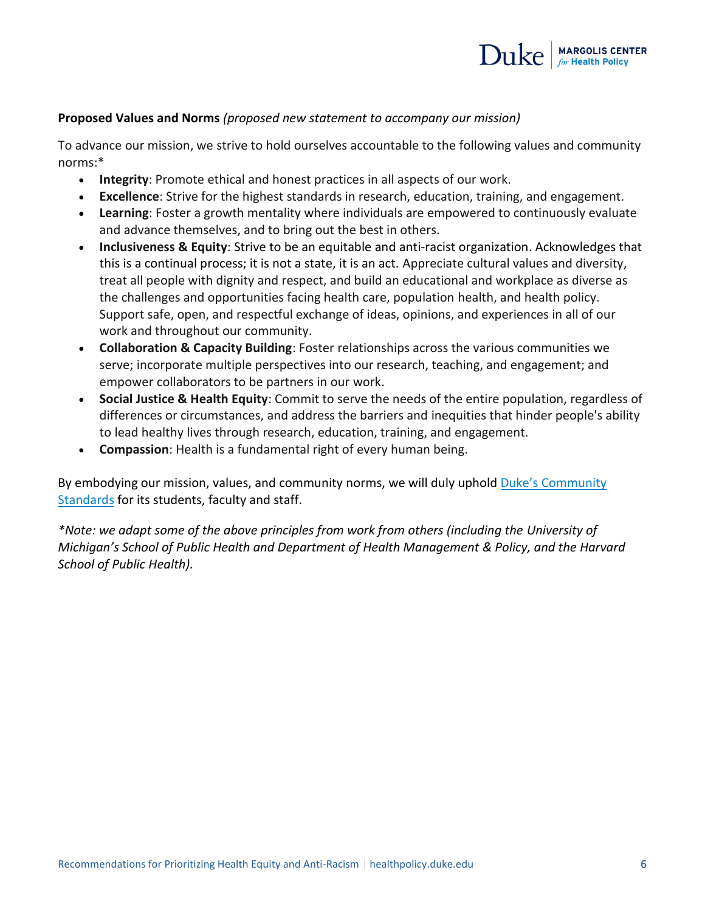**Proposed Values and Norms** *(proposed new statement to accompany our mission)*

To advance our mission, we strive to hold ourselves accountable to the following values and community norms:*

- **Integrity**: Promote ethical and honest practices in all aspects of our work.
- **Excellence**: Strive for the highest standards in research, education, training, and engagement.
- **Learning**: Foster a growth mentality where individuals are empowered to continuously evaluate and advance themselves, and to bring out the best in others.
- **Inclusiveness & Equity**: Strive to be an equitable and anti-racist organization. Acknowledges that this is a continual process; it is not a state, it is an act. Appreciate cultural values and diversity, treat all people with dignity and respect, and build an educational and workplace as diverse as the challenges and opportunities facing health care, population health, and health policy. Support safe, open, and respectful exchange of ideas, opinions, and experiences in all of our work and throughout our community.
- **Collaboration & Capacity Building**: Foster relationships across the various communities we serve; incorporate multiple perspectives into our research, teaching, and engagement; and empower collaborators to be partners in our work.
- **Social Justice & Health Equity**: Commit to serve the needs of the entire population, regardless of differences or circumstances, and address the barriers and inequities that hinder people's ability to lead healthy lives through research, education, training, and engagement.
- **Compassion**: Health is a fundamental right of every human being.

By embodying our mission, values, and community norms, we will duly uphold Duke's Community Standards for its students, faculty and staff.

*\*Note: we adapt some of the above principles from work from others (including the University of Michigan's School of Public Health and Department of Health Management & Policy, and the Harvard School of Public Health).*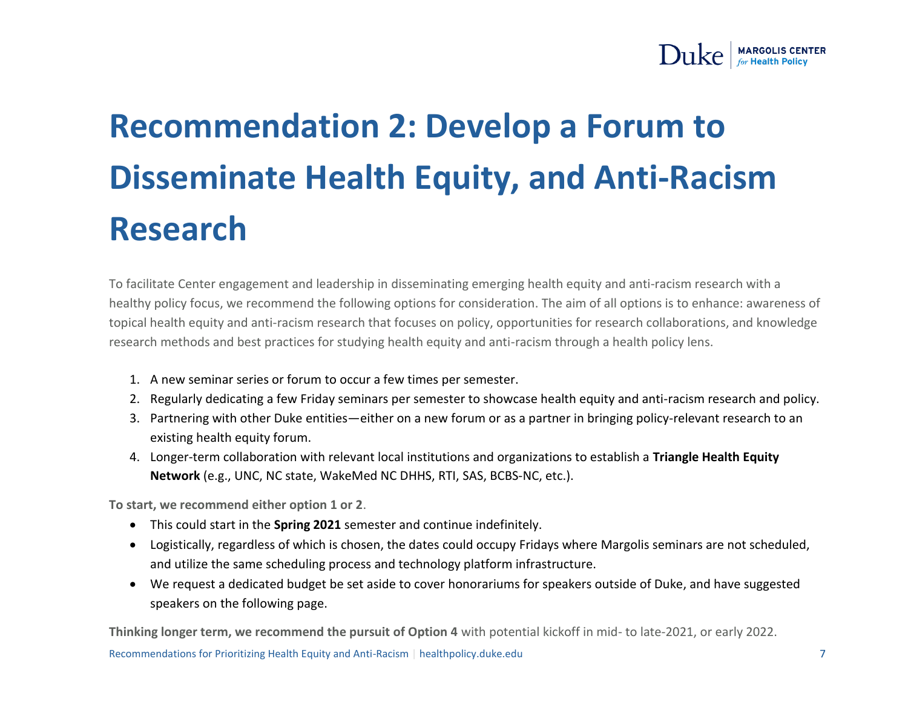# Recommendation 2: Develop a Forum to Disseminate Health Equity, and Anti-Racism Research

To facilitate Center engagement and leadership in disseminating emerging health equity and anti-racism research with a healthy policy focus, we recommend the following options for consideration. The aim of all options is to enhance: awareness of topical health equity and anti-racism research that focuses on policy, opportunities for research collaborations, and knowledge research methods and best practices for studying health equity and anti-racism through a health policy lens.

1. A new seminar series or forum to occur a few times per semester.
2. Regularly dedicating a few Friday seminars per semester to showcase health equity and anti-racism research and policy.
3. Partnering with other Duke entities—either on a new forum or as a partner in bringing policy-relevant research to an existing health equity forum.
4. Longer-term collaboration with relevant local institutions and organizations to establish a **Triangle Health Equity Network** (e.g., UNC, NC state, WakeMed NC DHHS, RTI, SAS, BCBS-NC, etc.).

**To start, we recommend either option 1 or 2**.

- This could start in the **Spring 2021** semester and continue indefinitely.
- Logistically, regardless of which is chosen, the dates could occupy Fridays where Margolis seminars are not scheduled, and utilize the same scheduling process and technology platform infrastructure.
- We request a dedicated budget be set aside to cover honorariums for speakers outside of Duke, and have suggested speakers on the following page.

**Thinking longer term, we recommend the pursuit of Option 4** with potential kickoff in mid- to late-2021, or early 2022.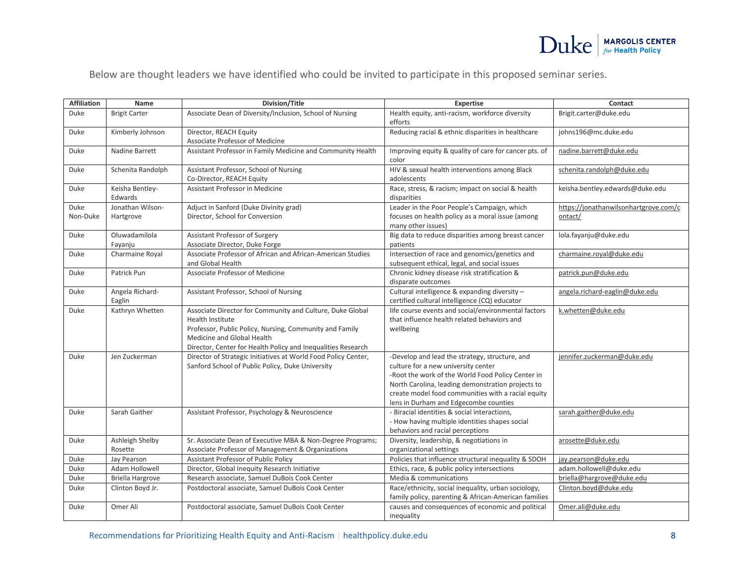Below are thought leaders we have identified who could be invited to participate in this proposed seminar series.

| Affiliation | Name | Division/Title | Expertise | Contact |
|---|---|---|---|---|
| Duke | Brigit Carter | Associate Dean of Diversity/Inclusion, School of Nursing | Health equity, anti-racism, workforce diversity efforts | Brigit.carter@duke.edu |
| Duke | Kimberly Johnson | Director, REACH Equity<br>Associate Professor of Medicine | Reducing racial & ethnic disparities in healthcare | johns196@mc.duke.edu |
| Duke | Nadine Barrett | Assistant Professor in Family Medicine and Community Health | Improving equity & quality of care for cancer pts. of color | nadine.barrett@duke.edu |
| Duke | Schenita Randolph | Assistant Professor, School of Nursing<br>Co-Director, REACH Equity | HIV & sexual health interventions among Black adolescents | schenita.randolph@duke.edu |
| Duke | Keisha Bentley-Edwards | Assistant Professor in Medicine | Race, stress, & racism; impact on social & health disparities | keisha.bentley.edwards@duke.edu |
| Duke<br>Non-Duke | Jonathan Wilson-Hartgrove | Adjuct in Sanford (Duke Divinity grad)<br>Director, School for Conversion | Leader in the Poor People's Campaign, which focuses on health policy as a moral issue (among many other issues) | https://jonathanwilsonhartgrove.com/contact/ |
| Duke | Oluwadamilola Fayanju | Assistant Professor of Surgery<br>Associate Director, Duke Forge | Big data to reduce disparities among breast cancer patients | lola.fayanju@duke.edu |
| Duke | Charmaine Royal | Associate Professor of African and African-American Studies and Global Health | Intersection of race and genomics/genetics and subsequent ethical, legal, and social issues | charmaine.royal@duke.edu |
| Duke | Patrick Pun | Associate Professor of Medicine | Chronic kidney disease risk stratification & disparate outcomes | patrick.pun@duke.edu |
| Duke | Angela Richard-Eaglin | Assistant Professor, School of Nursing | Cultural intelligence & expanding diversity – certified cultural intelligence (CQ) educator | angela.richard-eaglin@duke.edu |
| Duke | Kathryn Whetten | Associate Director for Community and Culture, Duke Global Health Institute<br>Professor, Public Policy, Nursing, Community and Family Medicine and Global Health<br>Director, Center for Health Policy and Inequalities Research | life course events and social/environmental factors that influence health related behaviors and wellbeing | k.whetten@duke.edu |
| Duke | Jen Zuckerman | Director of Strategic Initiatives at World Food Policy Center, Sanford School of Public Policy, Duke University | -Develop and lead the strategy, structure, and culture for a new university center<br>-Root the work of the World Food Policy Center in North Carolina, leading demonstration projects to create model food communities with a racial equity lens in Durham and Edgecombe counties | jennifer.zuckerman@duke.edu |
| Duke | Sarah Gaither | Assistant Professor, Psychology & Neuroscience | - Biracial identities & social interactions,<br>- How having multiple identities shapes social behaviors and racial perceptions | sarah.gaither@duke.edu |
| Duke | Ashleigh Shelby Rosette | Sr. Associate Dean of Executive MBA & Non-Degree Programs; Associate Professor of Management & Organizations | Diversity, leadership, & negotiations in organizational settings | arosette@duke.edu |
| Duke | Jay Pearson | Assistant Professor of Public Policy | Policies that influence structural inequality & SDOH | jay.pearson@duke.edu |
| Duke | Adam Hollowell | Director, Global Inequity Research Initiative | Ethics, race, & public policy intersections | adam.hollowell@duke.edu |
| Duke | Briella Hargrove | Research associate, Samuel DuBois Cook Center | Media & communications | briella@hargrove@duke.edu |
| Duke | Clinton Boyd Jr. | Postdoctoral associate, Samuel DuBois Cook Center | Race/ethnicity, social inequality, urban sociology, family policy, parenting & African-American families | Clinton.boyd@duke.edu |
| Duke | Omer Ali | Postdoctoral associate, Samuel DuBois Cook Center | causes and consequences of economic and political inequality | Omer.ali@duke.edu |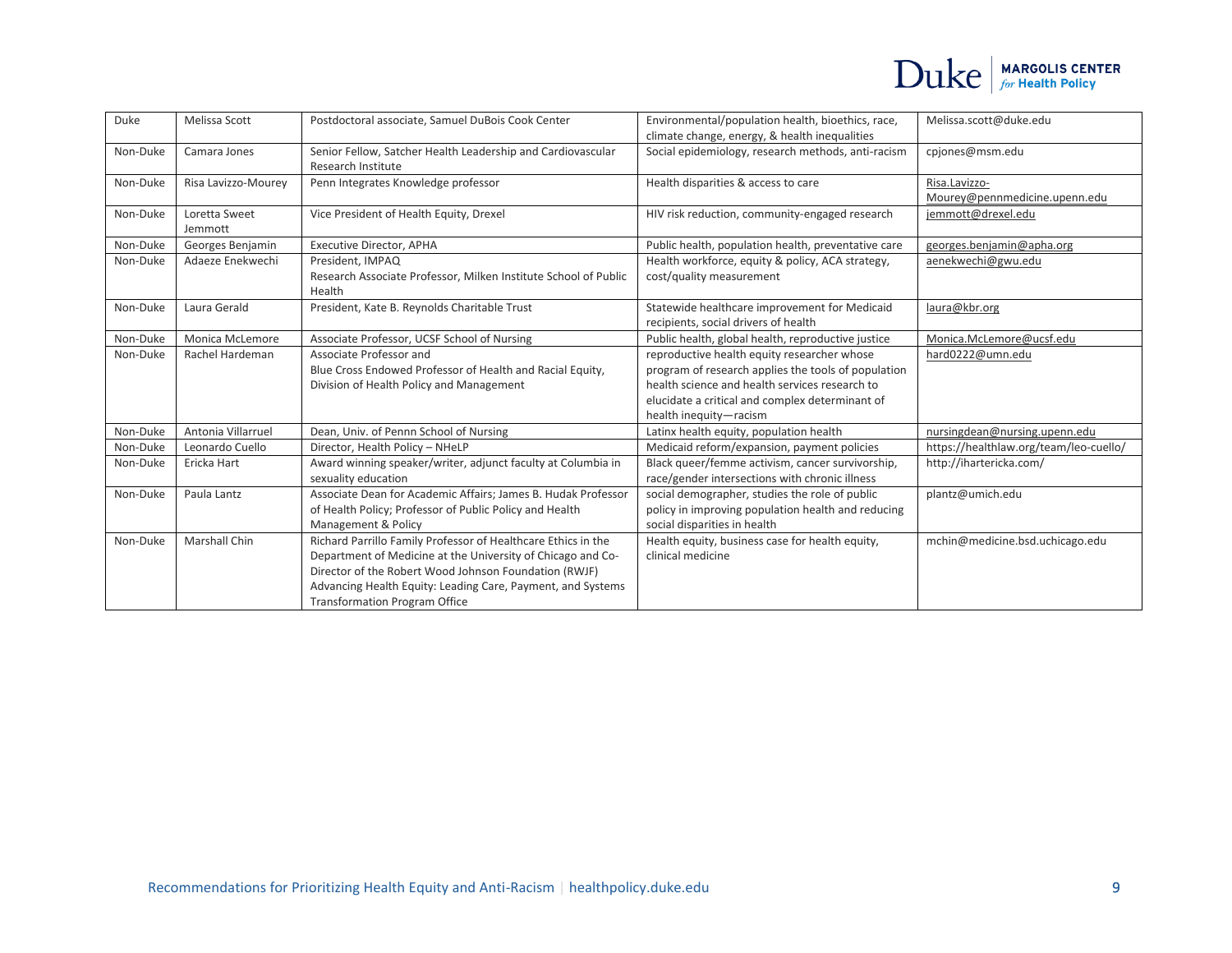| Duke | Melissa Scott | Postdoctoral associate, Samuel DuBois Cook Center | Environmental/population health, bioethics, race, climate change, energy, & health inequalities | Melissa.scott@duke.edu |
|---|---|---|---|---|
| Non-Duke | Camara Jones | Senior Fellow, Satcher Health Leadership and Cardiovascular Research Institute | Social epidemiology, research methods, anti-racism | cpjones@msm.edu |
| Non-Duke | Risa Lavizzo-Mourey | Penn Integrates Knowledge professor | Health disparities & access to care | Risa.Lavizzo-Mourey@pennmedicine.upenn.edu |
| Non-Duke | Loretta Sweet Jemmott | Vice President of Health Equity, Drexel | HIV risk reduction, community-engaged research | jemmott@drexel.edu |
| Non-Duke | Georges Benjamin | Executive Director, APHA | Public health, population health, preventative care | georges.benjamin@apha.org |
| Non-Duke | Adaeze Enekwechi | President, IMPAQ<br>Research Associate Professor, Milken Institute School of Public Health | Health workforce, equity & policy, ACA strategy, cost/quality measurement | aenekwechi@gwu.edu |
| Non-Duke | Laura Gerald | President, Kate B. Reynolds Charitable Trust | Statewide healthcare improvement for Medicaid recipients, social drivers of health | laura@kbr.org |
| Non-Duke | Monica McLemore | Associate Professor, UCSF School of Nursing | Public health, global health, reproductive justice | Monica.McLemore@ucsf.edu |
| Non-Duke | Rachel Hardeman | Associate Professor and<br>Blue Cross Endowed Professor of Health and Racial Equity, Division of Health Policy and Management | reproductive health equity researcher whose program of research applies the tools of population health science and health services research to elucidate a critical and complex determinant of health inequity—racism | hard0222@umn.edu |
| Non-Duke | Antonia Villarruel | Dean, Univ. of Pennn School of Nursing | Latinx health equity, population health | nursingdean@nursing.upenn.edu |
| Non-Duke | Leonardo Cuello | Director, Health Policy – NHeLP | Medicaid reform/expansion, payment policies | https://healthlaw.org/team/leo-cuello/ |
| Non-Duke | Ericka Hart | Award winning speaker/writer, adjunct faculty at Columbia in sexuality education | Black queer/femme activism, cancer survivorship, race/gender intersections with chronic illness | http://iharterricka.com/ |
| Non-Duke | Paula Lantz | Associate Dean for Academic Affairs; James B. Hudak Professor of Health Policy; Professor of Public Policy and Health Management & Policy | social demographer, studies the role of public policy in improving population health and reducing social disparities in health | plantz@umich.edu |
| Non-Duke | Marshall Chin | Richard Parrillo Family Professor of Healthcare Ethics in the Department of Medicine at the University of Chicago and Co-Director of the Robert Wood Johnson Foundation (RWJF) Advancing Health Equity: Leading Care, Payment, and Systems Transformation Program Office | Health equity, business case for health equity, clinical medicine | mchin@medicine.bsd.uchicago.edu |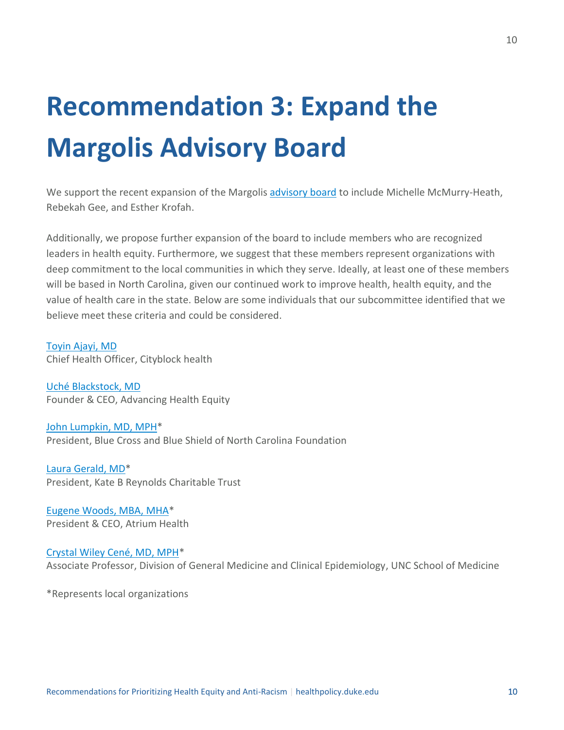# Recommendation 3: Expand the Margolis Advisory Board

We support the recent expansion of the Margolis advisory board to include Michelle McMurry-Heath, Rebekah Gee, and Esther Krofah.

Additionally, we propose further expansion of the board to include members who are recognized leaders in health equity. Furthermore, we suggest that these members represent organizations with deep commitment to the local communities in which they serve. Ideally, at least one of these members will be based in North Carolina, given our continued work to improve health, health equity, and the value of health care in the state. Below are some individuals that our subcommittee identified that we believe meet these criteria and could be considered.

Toyin Ajayi, MD
Chief Health Officer, Cityblock health

Uché Blackstock, MD
Founder & CEO, Advancing Health Equity

John Lumpkin, MD, MPH*
President, Blue Cross and Blue Shield of North Carolina Foundation

Laura Gerald, MD*
President, Kate B Reynolds Charitable Trust

Eugene Woods, MBA, MHA*
President & CEO, Atrium Health

Crystal Wiley Cené, MD, MPH*
Associate Professor, Division of General Medicine and Clinical Epidemiology, UNC School of Medicine

*Represents local organizations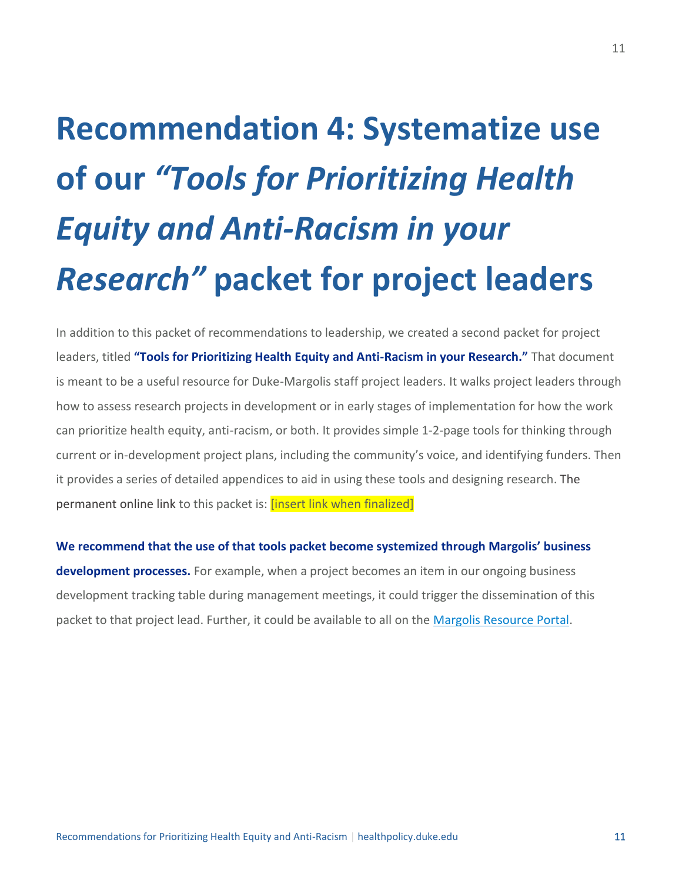# Recommendation 4: Systematize use of our *"Tools for Prioritizing Health Equity and Anti-Racism in your Research"* packet for project leaders

In addition to this packet of recommendations to leadership, we created a second packet for project leaders, titled **"Tools for Prioritizing Health Equity and Anti-Racism in your Research."** That document is meant to be a useful resource for Duke-Margolis staff project leaders. It walks project leaders through how to assess research projects in development or in early stages of implementation for how the work can prioritize health equity, anti-racism, or both. It provides simple 1-2-page tools for thinking through current or in-development project plans, including the community's voice, and identifying funders. Then it provides a series of detailed appendices to aid in using these tools and designing research. The permanent online link to this packet is: [insert link when finalized]

**We recommend that the use of that tools packet become systemized through Margolis' business development processes.** For example, when a project becomes an item in our ongoing business development tracking table during management meetings, it could trigger the dissemination of this packet to that project lead. Further, it could be available to all on the Margolis Resource Portal.